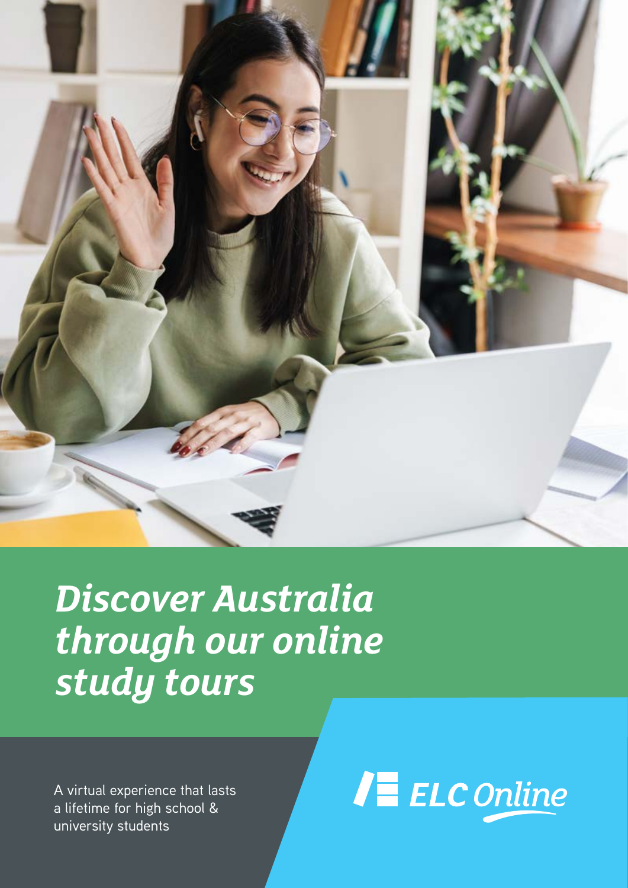# *Discover Australia through our online study tours*

A virtual experience that lasts a lifetime for high school & university students

ELC Online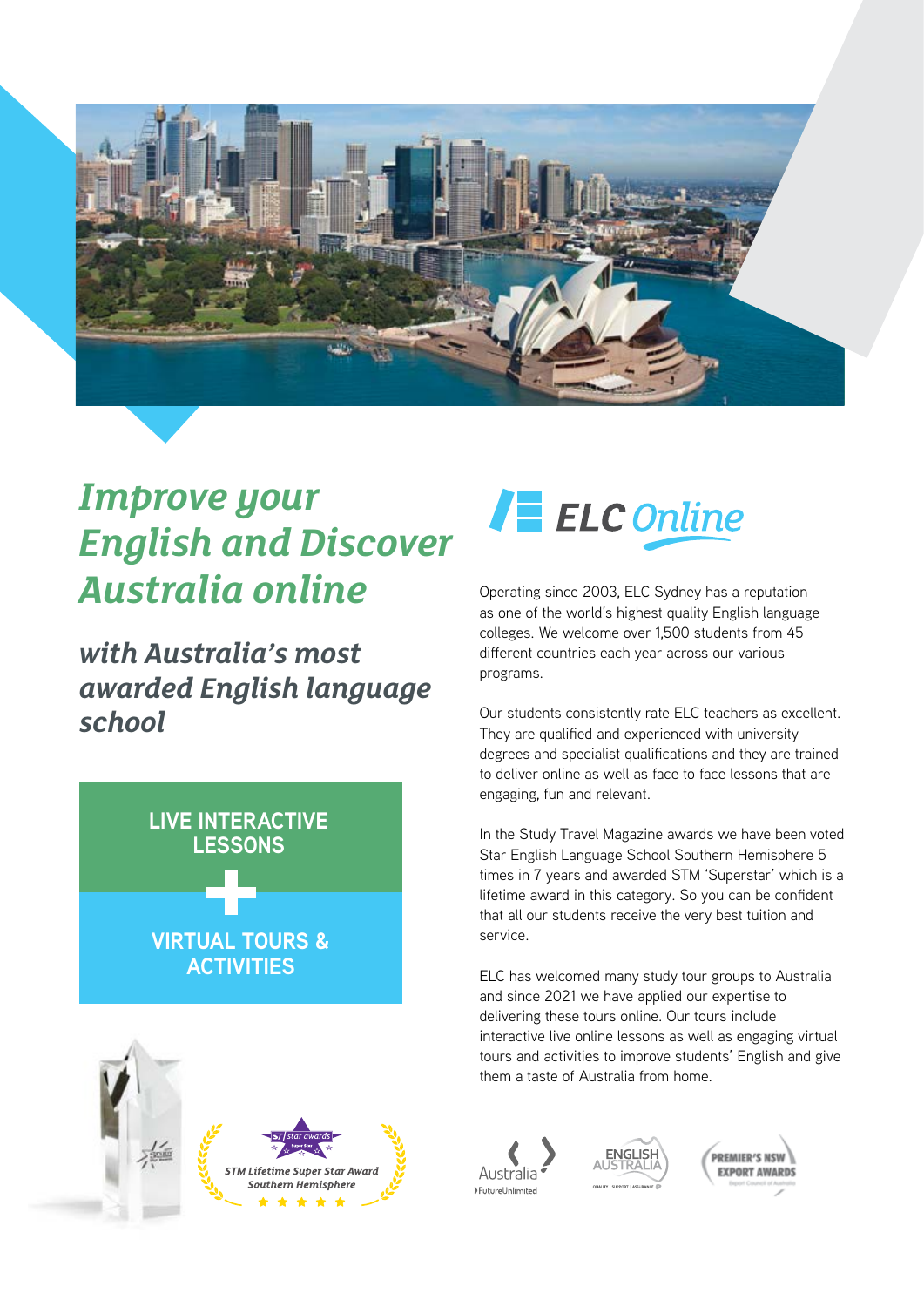# Improve your English and Discover Australia online

## with Australia's most awarded English language school

**LIVE INTERACTIVE LESSONS**

**+**

**VIRTUAL TOURS & ACTIVITIES**

STM Lifetime Super Star Award Southern Hemisphere

ELC Online

Operating since 2003, ELC Sydney has a reputation as one of the world's highest quality English language colleges. We welcome over 1,500 students from 45 different countries each year across our various programs.

Our students consistently rate ELC teachers as excellent. They are qualified and experienced with university degrees and specialist qualifications and they are trained to deliver online as well as face to face lessons that are engaging, fun and relevant.

In the Study Travel Magazine awards we have been voted Star English Language School Southern Hemisphere 5 times in 7 years and awarded STM 'Superstar' which is a lifetime award in this category. So you can be confident that all our students receive the very best tuition and service.

ELC has welcomed many study tour groups to Australia and since 2021 we have applied our expertise to delivering these tours online. Our tours include interactive live online lessons as well as engaging virtual tours and activities to improve students' English and give them a taste of Australia from home.

Australia FutureUnlimited

English Australia

Premier's NSW Export Awards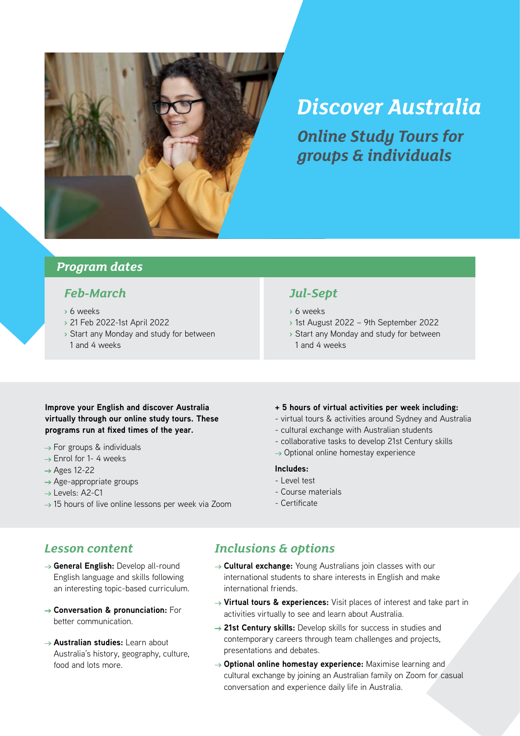# *Discover Australia*

## *Online Study Tours for groups & individuals*

## *Program dates*

### *Feb-March*

- 6 weeks
- 21 Feb 2022-1st April 2022
- Start any Monday and study for between 1 and 4 weeks

### *Jul-Sept*

- 6 weeks
- 1st August 2022 – 9th September 2022
- Start any Monday and study for between 1 and 4 weeks

**Improve your English and discover Australia virtually through our online study tours. These programs run at fixed times of the year.**

- For groups & individuals
- Enrol for 1- 4 weeks
- Ages 12-22
- Age-appropriate groups
- Levels: A2-C1
- 15 hours of live online lessons per week via Zoom

**+ 5 hours of virtual activities per week including:**

- virtual tours & activities around Sydney and Australia
- cultural exchange with Australian students
- collaborative tasks to develop 21st Century skills
- Optional online homestay experience

**Includes:**

- Level test
- Course materials
- Certificate

## *Lesson content*

- **General English:** Develop all-round English language and skills following an interesting topic-based curriculum.
- **Conversation & pronunciation:** For better communication.
- **Australian studies:** Learn about Australia's history, geography, culture, food and lots more.

## *Inclusions & options*

- **Cultural exchange:** Young Australians join classes with our international students to share interests in English and make international friends.
- **Virtual tours & experiences:** Visit places of interest and take part in activities virtually to see and learn about Australia.
- **21st Century skills:** Develop skills for success in studies and contemporary careers through team challenges and projects, presentations and debates.
- **Optional online homestay experience:** Maximise learning and cultural exchange by joining an Australian family on Zoom for casual conversation and experience daily life in Australia.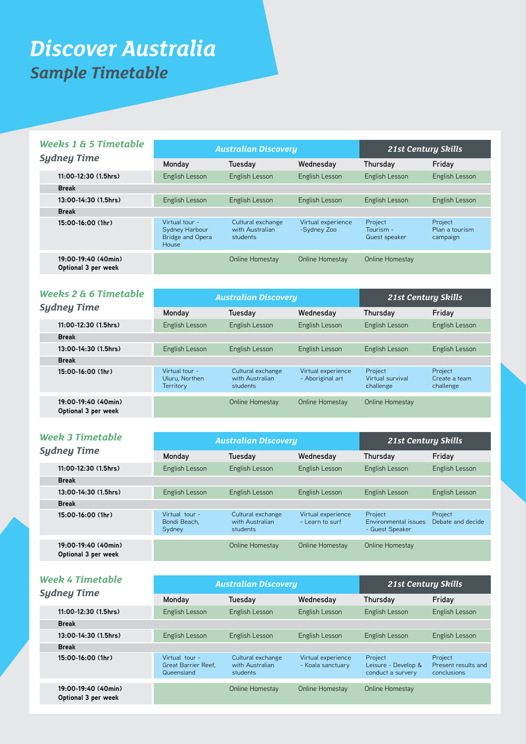# *Discover Australia*

## *Sample Timetable*

### *Weeks 1 & 5 Timetable*
*Sydney Time*

| | Australian Discovery | | | 21st Century Skills | |
|---|---|---|---|---|---|
| | Monday | Tuesday | Wednesday | Thursday | Friday |
| **11:00-12:30 (1.5hrs)** | English Lesson | English Lesson | English Lesson | English Lesson | English Lesson |
| **Break** | | | | | |
| **13:00-14:30 (1.5hrs)** | English Lesson | English Lesson | English Lesson | English Lesson | English Lesson |
| **Break** | | | | | |
| **15:00-16:00 (1hr)** | Virtual tour - Sydney Harbour Bridge and Opera House | Cultural exchange with Australian students | Virtual experience -Sydney Zoo | Project Tourism - Guest speaker | Project Plan a tourism campaign |
| **19:00-19:40 (40min) Optional 3 per week** | | Online Homestay | Online Homestay | Online Homestay | |

### *Weeks 2 & 6 Timetable*
*Sydney Time*

| | Australian Discovery | | | 21st Century Skills | |
|---|---|---|---|---|---|
| | Monday | Tuesday | Wednesday | Thursday | Friday |
| **11:00-12:30 (1.5hrs)** | English Lesson | English Lesson | English Lesson | English Lesson | English Lesson |
| **Break** | | | | | |
| **13:00-14:30 (1.5hrs)** | English Lesson | English Lesson | English Lesson | English Lesson | English Lesson |
| **Break** | | | | | |
| **15:00-16:00 (1hr)** | Virtual tour - Uluru, Northen Territory | Cultural exchange with Australian students | Virtual experience - Aboriginal art | Project Virtual survival challenge | Project Create a team challenge |
| **19:00-19:40 (40min) Optional 3 per week** | | Online Homestay | Online Homestay | Online Homestay | |

### *Week 3 Timetable*
*Sydney Time*

| | Australian Discovery | | | 21st Century Skills | |
|---|---|---|---|---|---|
| | Monday | Tuesday | Wednesday | Thursday | Friday |
| **11:00-12:30 (1.5hrs)** | English Lesson | English Lesson | English Lesson | English Lesson | English Lesson |
| **Break** | | | | | |
| **13:00-14:30 (1.5hrs)** | English Lesson | English Lesson | English Lesson | English Lesson | English Lesson |
| **Break** | | | | | |
| **15:00-16:00 (1hr)** | Virtual tour - Bondi Beach, Sydney | Cultural exchange with Australian students | Virtual experience - Learn to surf | Project Environmental issues - Guest Speaker | Project Debate and decide |
| **19:00-19:40 (40min) Optional 3 per week** | | Online Homestay | Online Homestay | Online Homestay | |

### *Week 4 Timetable*
*Sydney Time*

| | Australian Discovery | | | 21st Century Skills | |
|---|---|---|---|---|---|
| | Monday | Tuesday | Wednesday | Thursday | Friday |
| **11:00-12:30 (1.5hrs)** | English Lesson | English Lesson | English Lesson | English Lesson | English Lesson |
| **Break** | | | | | |
| **13:00-14:30 (1.5hrs)** | English Lesson | English Lesson | English Lesson | English Lesson | English Lesson |
| **Break** | | | | | |
| **15:00-16:00 (1hr)** | Virtual tour - Great Barrier Reef, Queensland | Cultural exchange with Australian students | Virtual experience - Koala sanctuary | Project Leisure - Develop & conduct a survery | Project Present results and conclusions |
| **19:00-19:40 (40min) Optional 3 per week** | | Online Homestay | Online Homestay | Online Homestay | |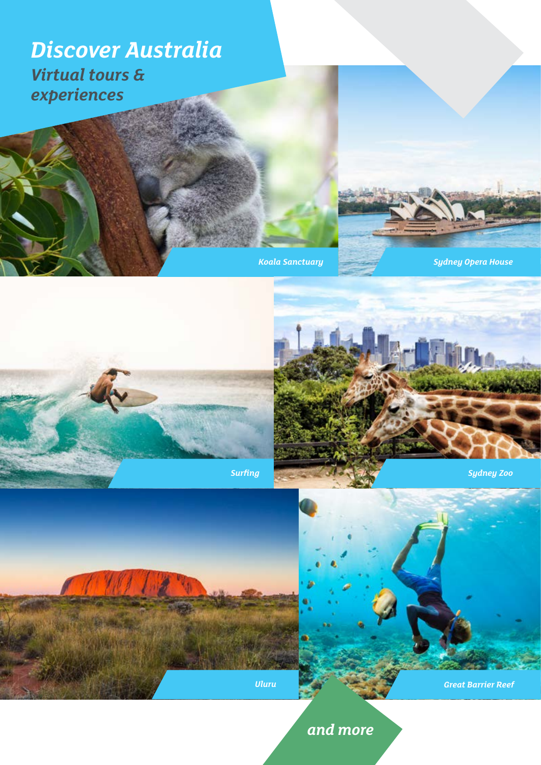# *Discover Australia*

## *Virtual tours & experiences*

*Koala Sanctuary*

*Sydney Opera House*

*Surfing*

*Sydney Zoo*

*Uluru*

*Great Barrier Reef*

*and more*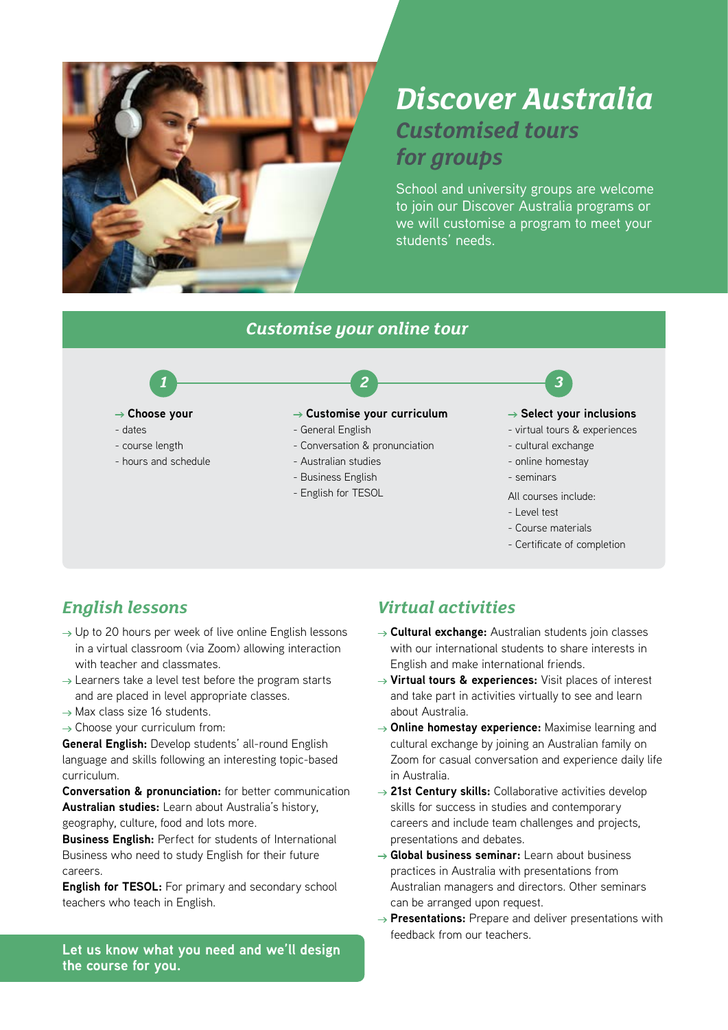# Discover Australia

## Customised tours for groups

School and university groups are welcome to join our Discover Australia programs or we will customise a program to meet your students' needs.

## Customise your online tour

**1**

→ **Choose your**
- dates
- course length
- hours and schedule

**2**

→ **Customise your curriculum**
- General English
- Conversation & pronunciation
- Australian studies
- Business English
- English for TESOL

**3**

→ **Select your inclusions**
- virtual tours & experiences
- cultural exchange
- online homestay
- seminars

All courses include:
- Level test
- Course materials
- Certificate of completion

## English lessons

- → Up to 20 hours per week of live online English lessons in a virtual classroom (via Zoom) allowing interaction with teacher and classmates.
- → Learners take a level test before the program starts and are placed in level appropriate classes.
- → Max class size 16 students.
- → Choose your curriculum from:

**General English:** Develop students' all-round English language and skills following an interesting topic-based curriculum.

**Conversation & pronunciation:** for better communication

**Australian studies:** Learn about Australia's history, geography, culture, food and lots more.

**Business English:** Perfect for students of International Business who need to study English for their future careers.

**English for TESOL:** For primary and secondary school teachers who teach in English.

**Let us know what you need and we'll design the course for you.**

## Virtual activities

- → **Cultural exchange:** Australian students join classes with our international students to share interests in English and make international friends.
- → **Virtual tours & experiences:** Visit places of interest and take part in activities virtually to see and learn about Australia.
- → **Online homestay experience:** Maximise learning and cultural exchange by joining an Australian family on Zoom for casual conversation and experience daily life in Australia.
- → **21st Century skills:** Collaborative activities develop skills for success in studies and contemporary careers and include team challenges and projects, presentations and debates.
- → **Global business seminar:** Learn about business practices in Australia with presentations from Australian managers and directors. Other seminars can be arranged upon request.
- → **Presentations:** Prepare and deliver presentations with feedback from our teachers.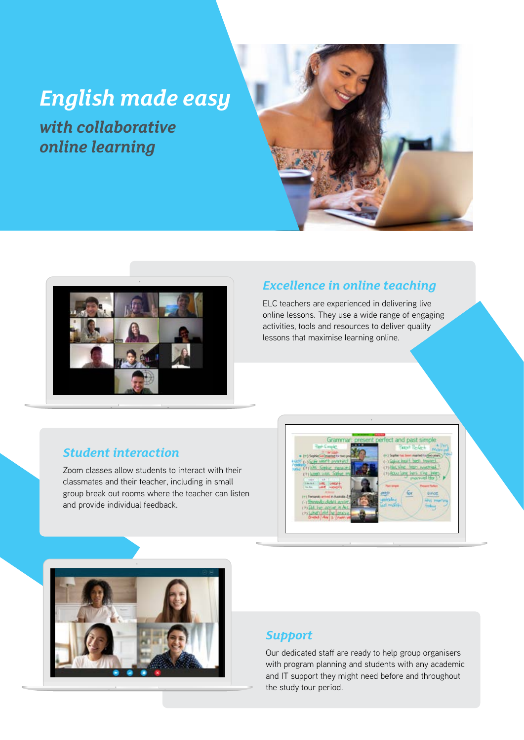# English made easy

## *with collaborative online learning*

### *Excellence in online teaching*

ELC teachers are experienced in delivering live online lessons. They use a wide range of engaging activities, tools and resources to deliver quality lessons that maximise learning online.

### *Student interaction*

Zoom classes allow students to interact with their classmates and their teacher, including in small group break out rooms where the teacher can listen and provide individual feedback.

### *Support*

Our dedicated staff are ready to help group organisers with program planning and students with any academic and IT support they might need before and throughout the study tour period.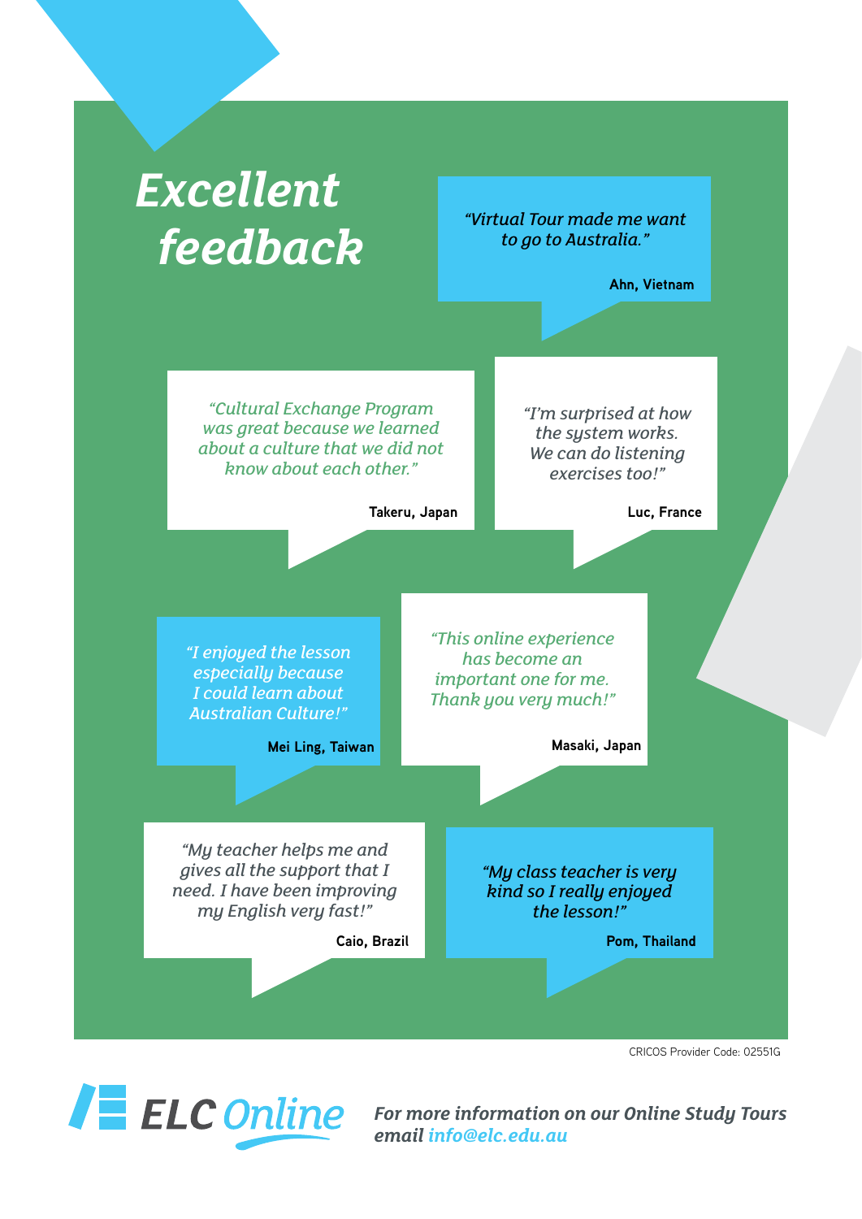# *Excellent feedback*

> *"Virtual Tour made me want to go to Australia."*
>
> **Ahn, Vietnam**

> *"Cultural Exchange Program was great because we learned about a culture that we did not know about each other."*
>
> **Takeru, Japan**

> *"I'm surprised at how the system works. We can do listening exercises too!"*
>
> **Luc, France**

> *"I enjoyed the lesson especially because I could learn about Australian Culture!"*
>
> **Mei Ling, Taiwan**

> *"This online experience has become an important one for me. Thank you very much!"*
>
> **Masaki, Japan**

> *"My teacher helps me and gives all the support that I need. I have been improving my English very fast!"*
>
> **Caio, Brazil**

> *"My class teacher is very kind so I really enjoyed the lesson!"*
>
> **Pom, Thailand**

CRICOS Provider Code: 02551G

ELC Online

***For more information on our Online Study Tours email info@elc.edu.au***